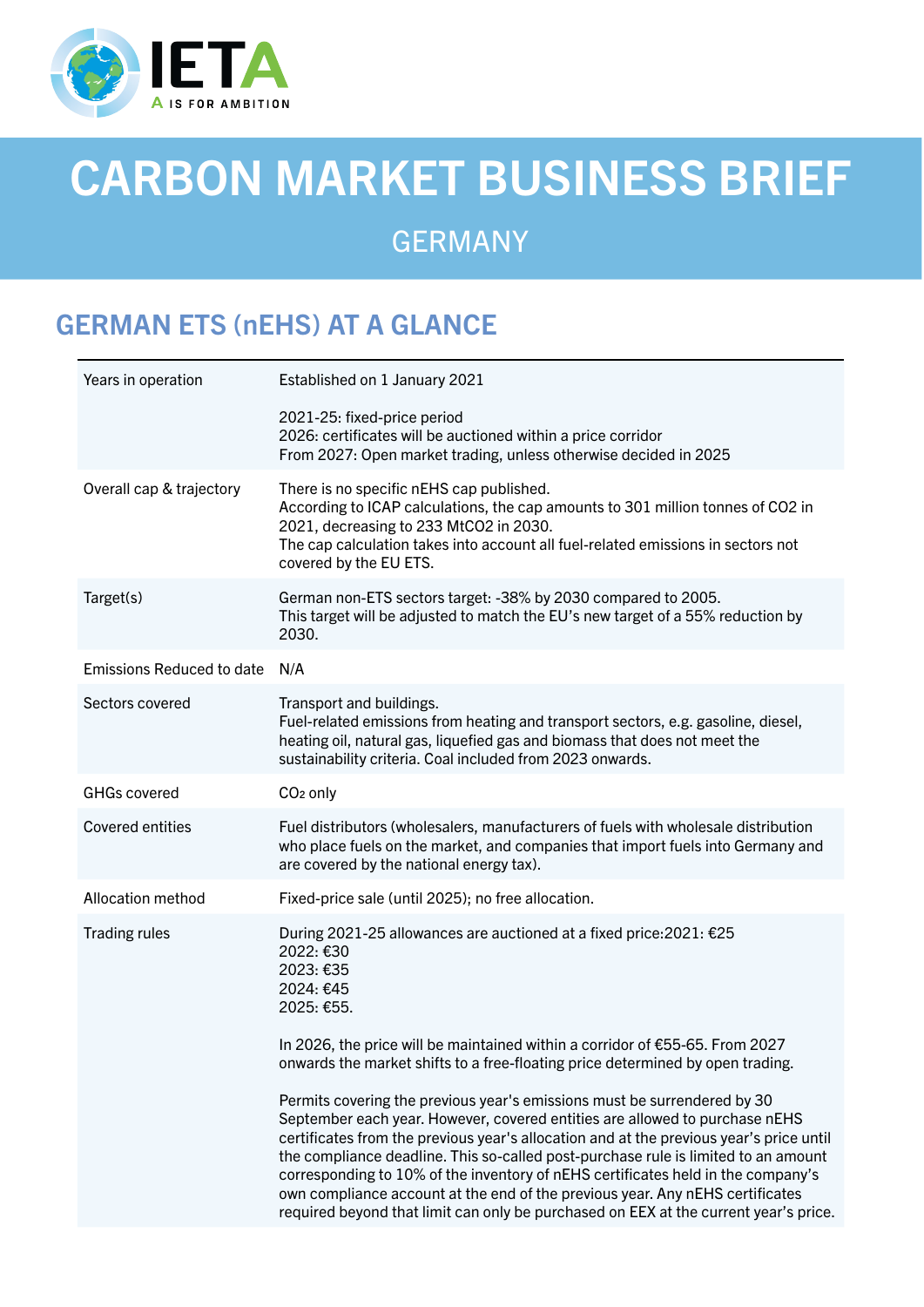# CARBON MARKET BUSINESS BRIEF

## GERMANY

## GERMAN ETS (nEHS) AT A GLANCE

| | |
|---|---|
| Years in operation | Established on 1 January 2021<br><br>2021-25: fixed-price period<br>2026: certificates will be auctioned within a price corridor<br>From 2027: Open market trading, unless otherwise decided in 2025 |
| Overall cap & trajectory | There is no specific nEHS cap published.<br>According to ICAP calculations, the cap amounts to 301 million tonnes of CO2 in 2021, decreasing to 233 MtCO2 in 2030.<br>The cap calculation takes into account all fuel-related emissions in sectors not covered by the EU ETS. |
| Target(s) | German non-ETS sectors target: -38% by 2030 compared to 2005.<br>This target will be adjusted to match the EU's new target of a 55% reduction by 2030. |
| Emissions Reduced to date | N/A |
| Sectors covered | Transport and buildings.<br>Fuel-related emissions from heating and transport sectors, e.g. gasoline, diesel, heating oil, natural gas, liquefied gas and biomass that does not meet the sustainability criteria. Coal included from 2023 onwards. |
| GHGs covered | $CO_2$ only |
| Covered entities | Fuel distributors (wholesalers, manufacturers of fuels with wholesale distribution who place fuels on the market, and companies that import fuels into Germany and are covered by the national energy tax). |
| Allocation method | Fixed-price sale (until 2025); no free allocation. |
| Trading rules | During 2021-25 allowances are auctioned at a fixed price:2021: €25<br>2022: €30<br>2023: €35<br>2024: €45<br>2025: €55.<br><br>In 2026, the price will be maintained within a corridor of €55-65. From 2027 onwards the market shifts to a free-floating price determined by open trading.<br><br>Permits covering the previous year's emissions must be surrendered by 30 September each year. However, covered entities are allowed to purchase nEHS certificates from the previous year's allocation and at the previous year's price until the compliance deadline. This so-called post-purchase rule is limited to an amount corresponding to 10% of the inventory of nEHS certificates held in the company's own compliance account at the end of the previous year. Any nEHS certificates required beyond that limit can only be purchased on EEX at the current year's price. |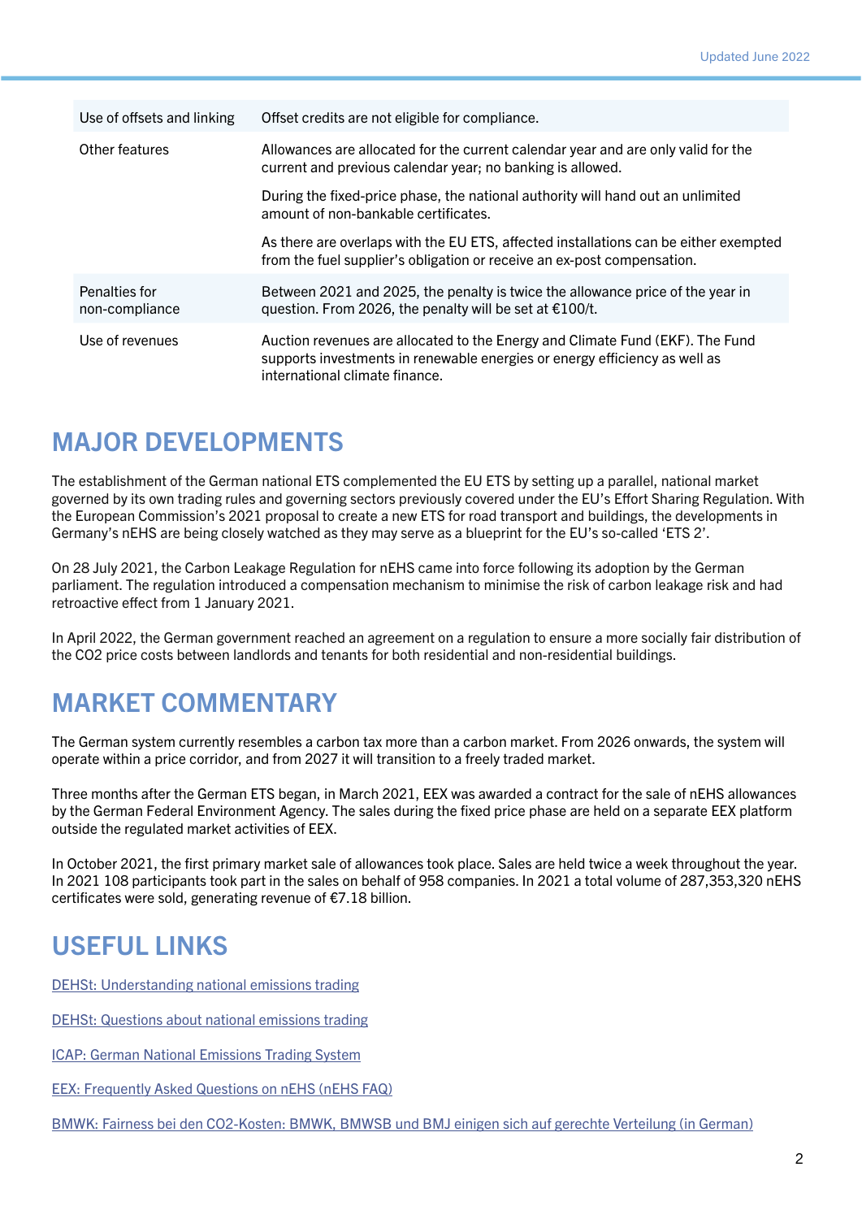| | |
|---|---|
| Use of offsets and linking | Offset credits are not eligible for compliance. |
| Other features | Allowances are allocated for the current calendar year and are only valid for the current and previous calendar year; no banking is allowed. <br><br> During the fixed-price phase, the national authority will hand out an unlimited amount of non-bankable certificates. <br><br> As there are overlaps with the EU ETS, affected installations can be either exempted from the fuel supplier's obligation or receive an ex-post compensation. |
| Penalties for non-compliance | Between 2021 and 2025, the penalty is twice the allowance price of the year in question. From 2026, the penalty will be set at €100/t. |
| Use of revenues | Auction revenues are allocated to the Energy and Climate Fund (EKF). The Fund supports investments in renewable energies or energy efficiency as well as international climate finance. |

## MAJOR DEVELOPMENTS

The establishment of the German national ETS complemented the EU ETS by setting up a parallel, national market governed by its own trading rules and governing sectors previously covered under the EU's Effort Sharing Regulation. With the European Commission's 2021 proposal to create a new ETS for road transport and buildings, the developments in Germany's nEHS are being closely watched as they may serve as a blueprint for the EU's so-called 'ETS 2'.

On 28 July 2021, the Carbon Leakage Regulation for nEHS came into force following its adoption by the German parliament. The regulation introduced a compensation mechanism to minimise the risk of carbon leakage risk and had retroactive effect from 1 January 2021.

In April 2022, the German government reached an agreement on a regulation to ensure a more socially fair distribution of the CO2 price costs between landlords and tenants for both residential and non-residential buildings.

## MARKET COMMENTARY

The German system currently resembles a carbon tax more than a carbon market. From 2026 onwards, the system will operate within a price corridor, and from 2027 it will transition to a freely traded market.

Three months after the German ETS began, in March 2021, EEX was awarded a contract for the sale of nEHS allowances by the German Federal Environment Agency. The sales during the fixed price phase are held on a separate EEX platform outside the regulated market activities of EEX.

In October 2021, the first primary market sale of allowances took place. Sales are held twice a week throughout the year. In 2021 108 participants took part in the sales on behalf of 958 companies. In 2021 a total volume of 287,353,320 nEHS certificates were sold, generating revenue of €7.18 billion.

## USEFUL LINKS

DEHSt: Understanding national emissions trading

DEHSt: Questions about national emissions trading

ICAP: German National Emissions Trading System

EEX: Frequently Asked Questions on nEHS (nEHS FAQ)

BMWK: Fairness bei den CO2-Kosten: BMWK, BMWSB und BMJ einigen sich auf gerechte Verteilung (in German)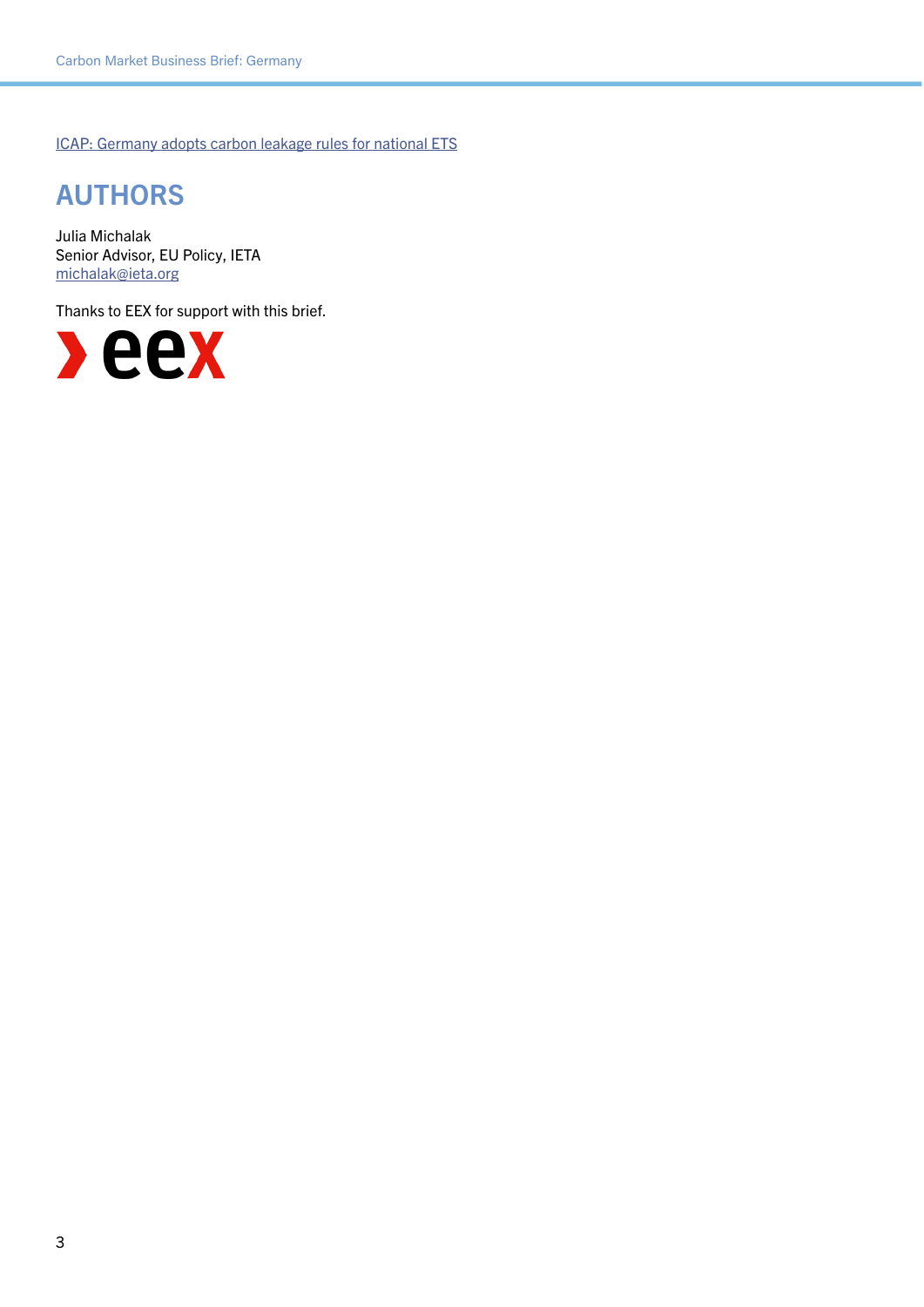ICAP: Germany adopts carbon leakage rules for national ETS

## AUTHORS

Julia Michalak
Senior Advisor, EU Policy, IETA
michalak@ieta.org

Thanks to EEX for support with this brief.